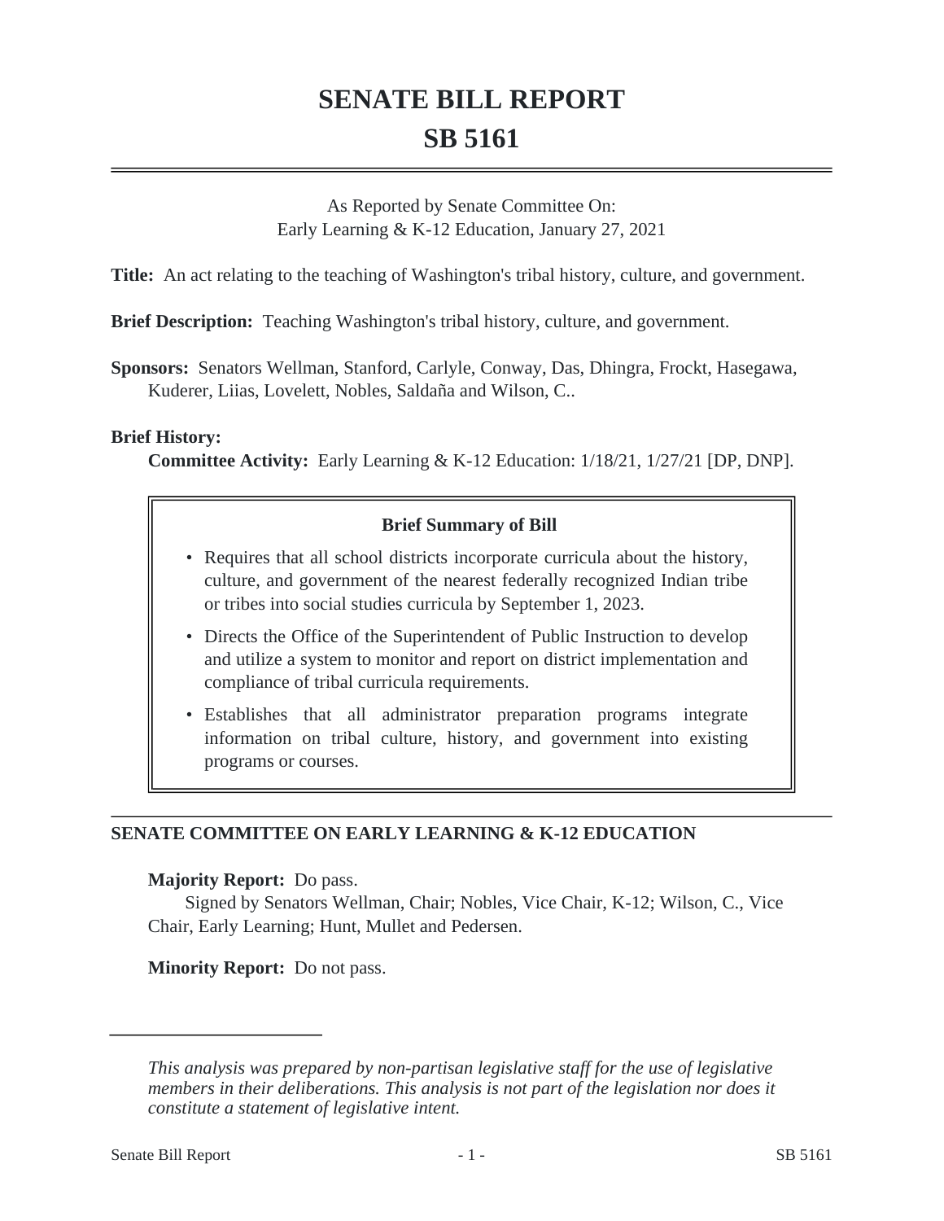# SENATE BILL REPORT

# SB 5161

As Reported by Senate Committee On:
Early Learning & K-12 Education, January 27, 2021

**Title:** An act relating to the teaching of Washington's tribal history, culture, and government.

**Brief Description:** Teaching Washington's tribal history, culture, and government.

**Sponsors:** Senators Wellman, Stanford, Carlyle, Conway, Das, Dhingra, Frockt, Hasegawa, Kuderer, Liias, Lovelett, Nobles, Saldaña and Wilson, C..

**Brief History:**

**Committee Activity:** Early Learning & K-12 Education: 1/18/21, 1/27/21 [DP, DNP].

**Brief Summary of Bill**

- Requires that all school districts incorporate curricula about the history, culture, and government of the nearest federally recognized Indian tribe or tribes into social studies curricula by September 1, 2023.
- Directs the Office of the Superintendent of Public Instruction to develop and utilize a system to monitor and report on district implementation and compliance of tribal curricula requirements.
- Establishes that all administrator preparation programs integrate information on tribal culture, history, and government into existing programs or courses.

## SENATE COMMITTEE ON EARLY LEARNING & K-12 EDUCATION

**Majority Report:** Do pass.
Signed by Senators Wellman, Chair; Nobles, Vice Chair, K-12; Wilson, C., Vice Chair, Early Learning; Hunt, Mullet and Pedersen.

**Minority Report:** Do not pass.

---

*This analysis was prepared by non-partisan legislative staff for the use of legislative members in their deliberations. This analysis is not part of the legislation nor does it constitute a statement of legislative intent.*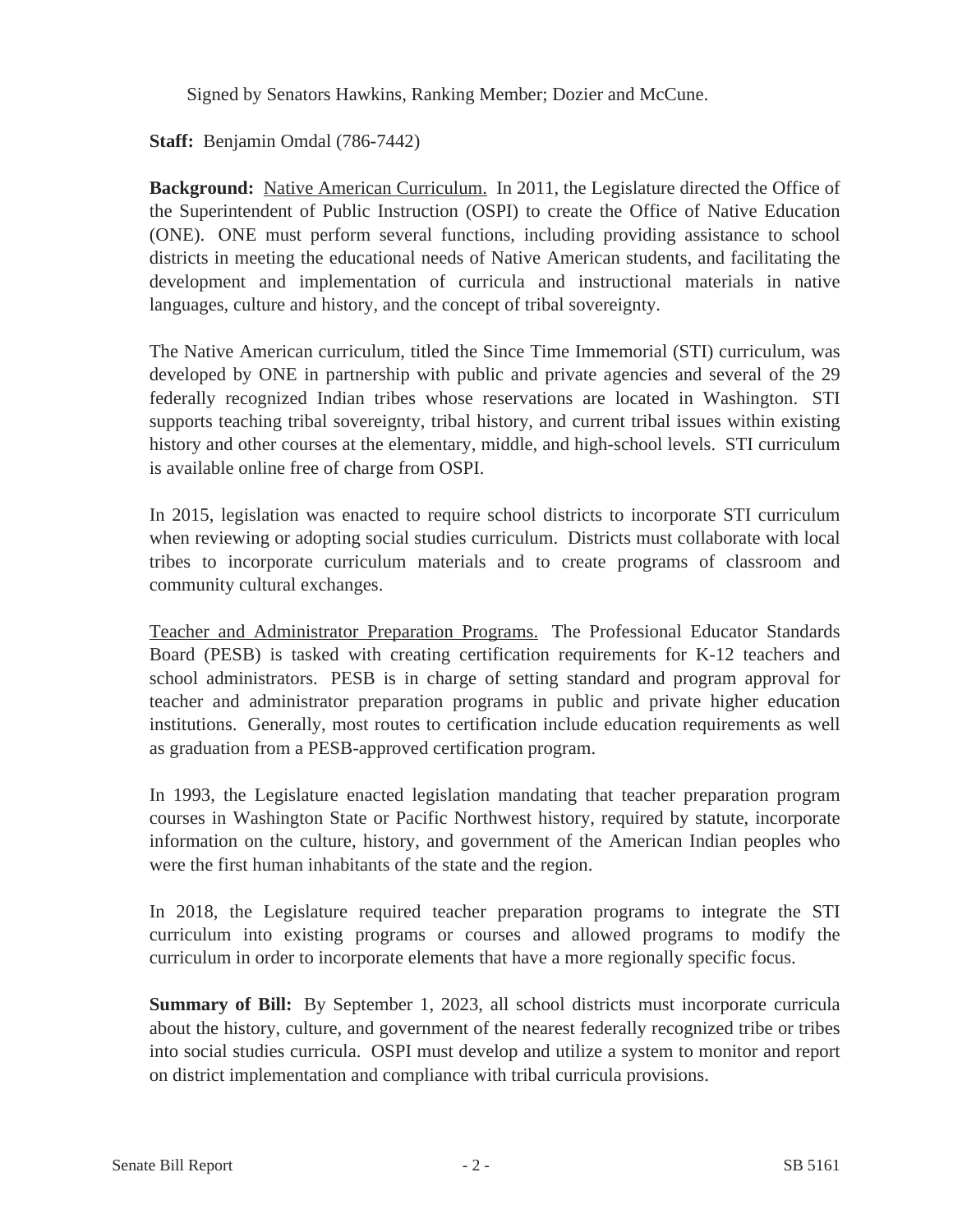Signed by Senators Hawkins, Ranking Member; Dozier and McCune.

**Staff:** Benjamin Omdal (786-7442)

**Background:** Native American Curriculum. In 2011, the Legislature directed the Office of the Superintendent of Public Instruction (OSPI) to create the Office of Native Education (ONE). ONE must perform several functions, including providing assistance to school districts in meeting the educational needs of Native American students, and facilitating the development and implementation of curricula and instructional materials in native languages, culture and history, and the concept of tribal sovereignty.

The Native American curriculum, titled the Since Time Immemorial (STI) curriculum, was developed by ONE in partnership with public and private agencies and several of the 29 federally recognized Indian tribes whose reservations are located in Washington. STI supports teaching tribal sovereignty, tribal history, and current tribal issues within existing history and other courses at the elementary, middle, and high-school levels. STI curriculum is available online free of charge from OSPI.

In 2015, legislation was enacted to require school districts to incorporate STI curriculum when reviewing or adopting social studies curriculum. Districts must collaborate with local tribes to incorporate curriculum materials and to create programs of classroom and community cultural exchanges.

Teacher and Administrator Preparation Programs. The Professional Educator Standards Board (PESB) is tasked with creating certification requirements for K-12 teachers and school administrators. PESB is in charge of setting standard and program approval for teacher and administrator preparation programs in public and private higher education institutions. Generally, most routes to certification include education requirements as well as graduation from a PESB-approved certification program.

In 1993, the Legislature enacted legislation mandating that teacher preparation program courses in Washington State or Pacific Northwest history, required by statute, incorporate information on the culture, history, and government of the American Indian peoples who were the first human inhabitants of the state and the region.

In 2018, the Legislature required teacher preparation programs to integrate the STI curriculum into existing programs or courses and allowed programs to modify the curriculum in order to incorporate elements that have a more regionally specific focus.

**Summary of Bill:** By September 1, 2023, all school districts must incorporate curricula about the history, culture, and government of the nearest federally recognized tribe or tribes into social studies curricula. OSPI must develop and utilize a system to monitor and report on district implementation and compliance with tribal curricula provisions.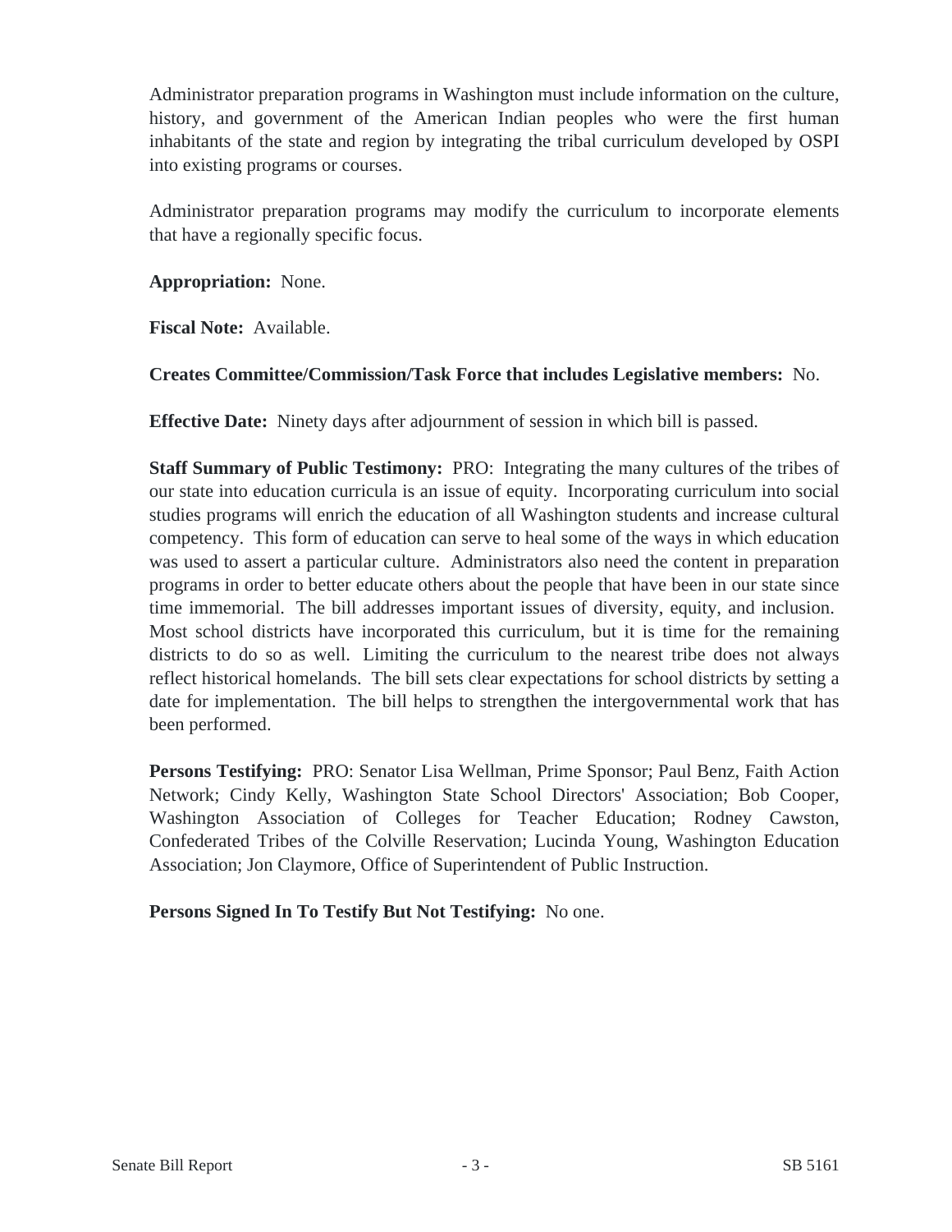Administrator preparation programs in Washington must include information on the culture, history, and government of the American Indian peoples who were the first human inhabitants of the state and region by integrating the tribal curriculum developed by OSPI into existing programs or courses.

Administrator preparation programs may modify the curriculum to incorporate elements that have a regionally specific focus.

**Appropriation:** None.

**Fiscal Note:** Available.

**Creates Committee/Commission/Task Force that includes Legislative members:** No.

**Effective Date:** Ninety days after adjournment of session in which bill is passed.

**Staff Summary of Public Testimony:** PRO: Integrating the many cultures of the tribes of our state into education curricula is an issue of equity. Incorporating curriculum into social studies programs will enrich the education of all Washington students and increase cultural competency. This form of education can serve to heal some of the ways in which education was used to assert a particular culture. Administrators also need the content in preparation programs in order to better educate others about the people that have been in our state since time immemorial. The bill addresses important issues of diversity, equity, and inclusion. Most school districts have incorporated this curriculum, but it is time for the remaining districts to do so as well. Limiting the curriculum to the nearest tribe does not always reflect historical homelands. The bill sets clear expectations for school districts by setting a date for implementation. The bill helps to strengthen the intergovernmental work that has been performed.

**Persons Testifying:** PRO: Senator Lisa Wellman, Prime Sponsor; Paul Benz, Faith Action Network; Cindy Kelly, Washington State School Directors' Association; Bob Cooper, Washington Association of Colleges for Teacher Education; Rodney Cawston, Confederated Tribes of the Colville Reservation; Lucinda Young, Washington Education Association; Jon Claymore, Office of Superintendent of Public Instruction.

**Persons Signed In To Testify But Not Testifying:** No one.